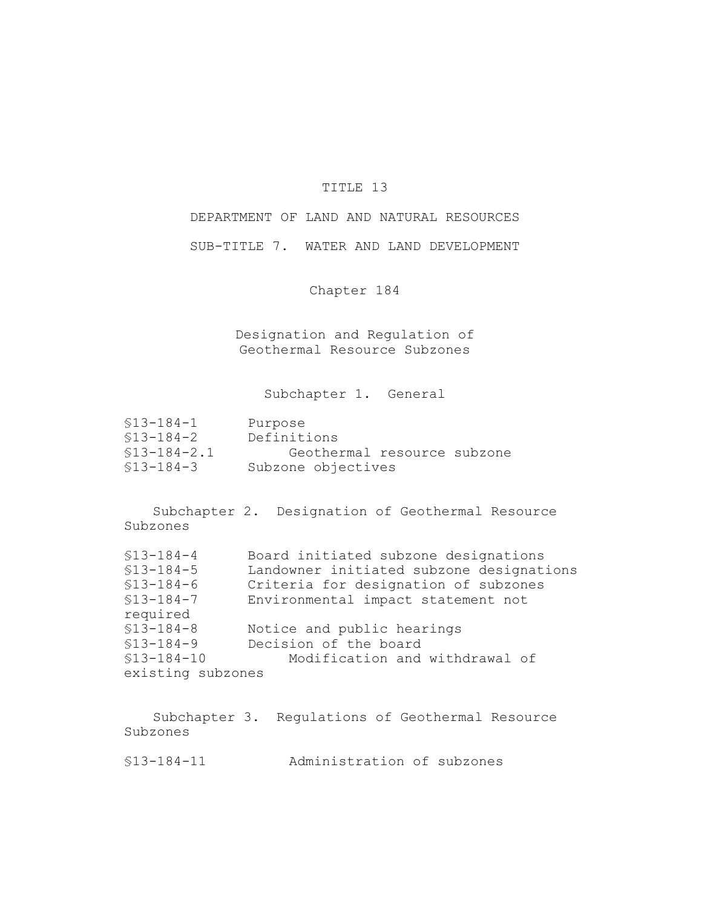# TITLE 13

## DEPARTMENT OF LAND AND NATURAL RESOURCES

## SUB-TITLE 7. WATER AND LAND DEVELOPMENT

### Chapter 184

### Designation and Regulation of Geothermal Resource Subzones

#### Subchapter 1. General

§13-184-1 Purpose
§13-184-2 Definitions
§13-184-2.1 Geothermal resource subzone
§13-184-3 Subzone objectives

#### Subchapter 2. Designation of Geothermal Resource Subzones

§13-184-4 Board initiated subzone designations
§13-184-5 Landowner initiated subzone designations
§13-184-6 Criteria for designation of subzones
§13-184-7 Environmental impact statement not required
§13-184-8 Notice and public hearings
§13-184-9 Decision of the board
§13-184-10 Modification and withdrawal of existing subzones

#### Subchapter 3. Regulations of Geothermal Resource Subzones

§13-184-11 Administration of subzones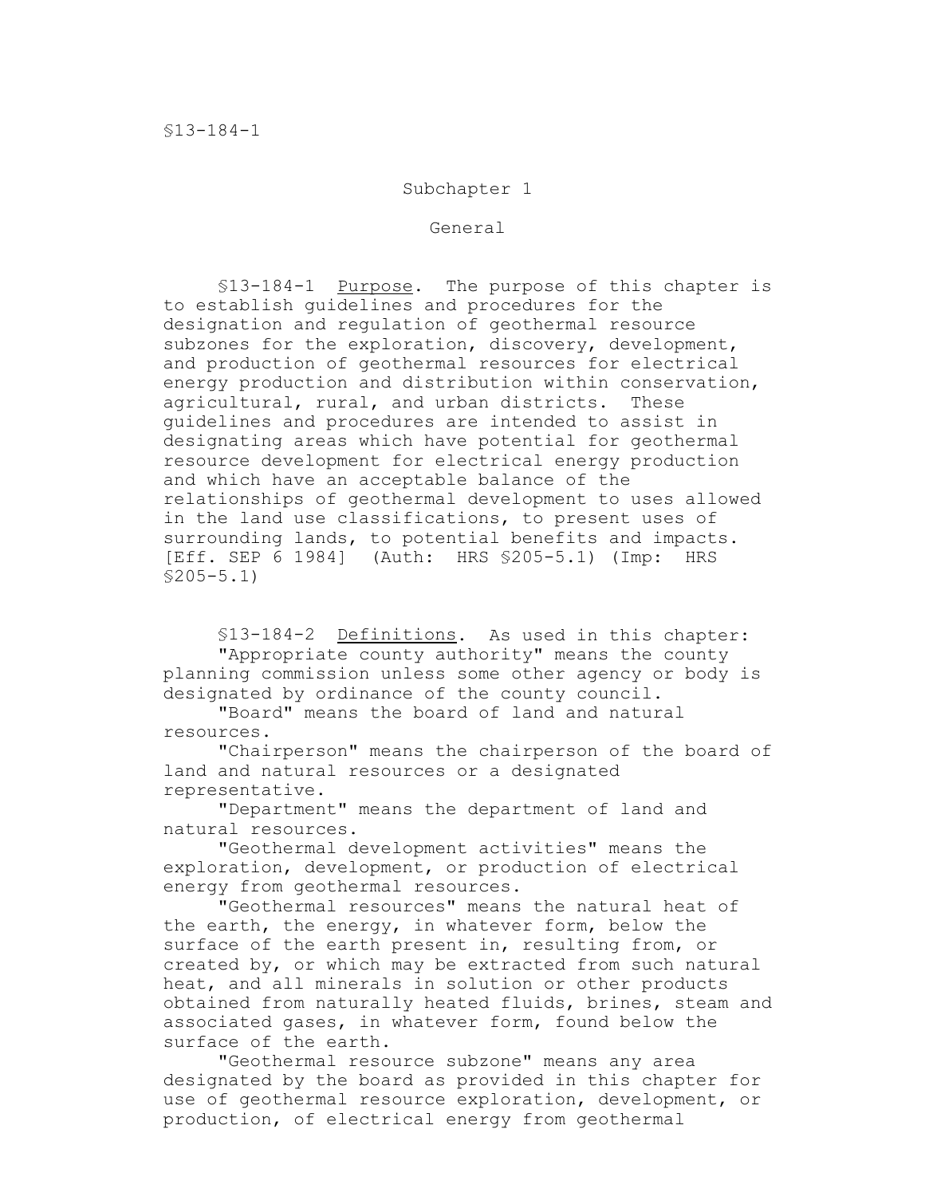## Subchapter 1

## General

§13-184-1 Purpose. The purpose of this chapter is to establish guidelines and procedures for the designation and regulation of geothermal resource subzones for the exploration, discovery, development, and production of geothermal resources for electrical energy production and distribution within conservation, agricultural, rural, and urban districts. These guidelines and procedures are intended to assist in designating areas which have potential for geothermal resource development for electrical energy production and which have an acceptable balance of the relationships of geothermal development to uses allowed in the land use classifications, to present uses of surrounding lands, to potential benefits and impacts. [Eff. SEP 6 1984] (Auth: HRS §205-5.1) (Imp: HRS §205-5.1)

§13-184-2 Definitions. As used in this chapter:

"Appropriate county authority" means the county planning commission unless some other agency or body is designated by ordinance of the county council.

"Board" means the board of land and natural resources.

"Chairperson" means the chairperson of the board of land and natural resources or a designated representative.

"Department" means the department of land and natural resources.

"Geothermal development activities" means the exploration, development, or production of electrical energy from geothermal resources.

"Geothermal resources" means the natural heat of the earth, the energy, in whatever form, below the surface of the earth present in, resulting from, or created by, or which may be extracted from such natural heat, and all minerals in solution or other products obtained from naturally heated fluids, brines, steam and associated gases, in whatever form, found below the surface of the earth.

"Geothermal resource subzone" means any area designated by the board as provided in this chapter for use of geothermal resource exploration, development, or production, of electrical energy from geothermal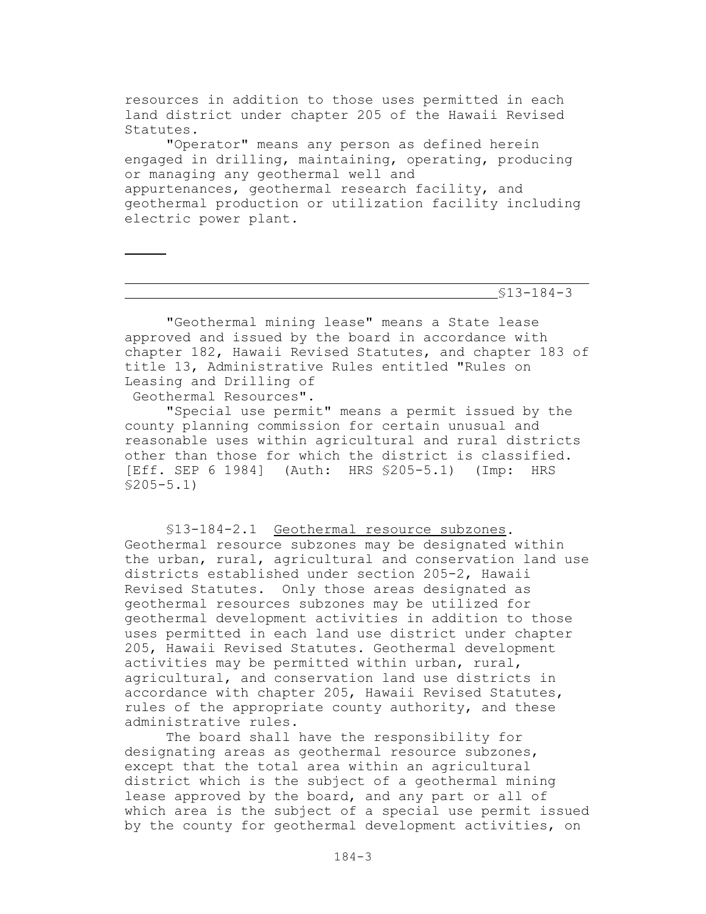resources in addition to those uses permitted in each land district under chapter 205 of the Hawaii Revised Statutes.

"Operator" means any person as defined herein engaged in drilling, maintaining, operating, producing or managing any geothermal well and appurtenances, geothermal research facility, and geothermal production or utilization facility including electric power plant.

"Geothermal mining lease" means a State lease approved and issued by the board in accordance with chapter 182, Hawaii Revised Statutes, and chapter 183 of title 13, Administrative Rules entitled "Rules on Leasing and Drilling of Geothermal Resources".

"Special use permit" means a permit issued by the county planning commission for certain unusual and reasonable uses within agricultural and rural districts other than those for which the district is classified. [Eff. SEP 6 1984] (Auth: HRS §205-5.1) (Imp: HRS §205-5.1)

§13-184-2.1 Geothermal resource subzones. Geothermal resource subzones may be designated within the urban, rural, agricultural and conservation land use districts established under section 205-2, Hawaii Revised Statutes. Only those areas designated as geothermal resources subzones may be utilized for geothermal development activities in addition to those uses permitted in each land use district under chapter 205, Hawaii Revised Statutes. Geothermal development activities may be permitted within urban, rural, agricultural, and conservation land use districts in accordance with chapter 205, Hawaii Revised Statutes, rules of the appropriate county authority, and these administrative rules.

The board shall have the responsibility for designating areas as geothermal resource subzones, except that the total area within an agricultural district which is the subject of a geothermal mining lease approved by the board, and any part or all of which area is the subject of a special use permit issued by the county for geothermal development activities, on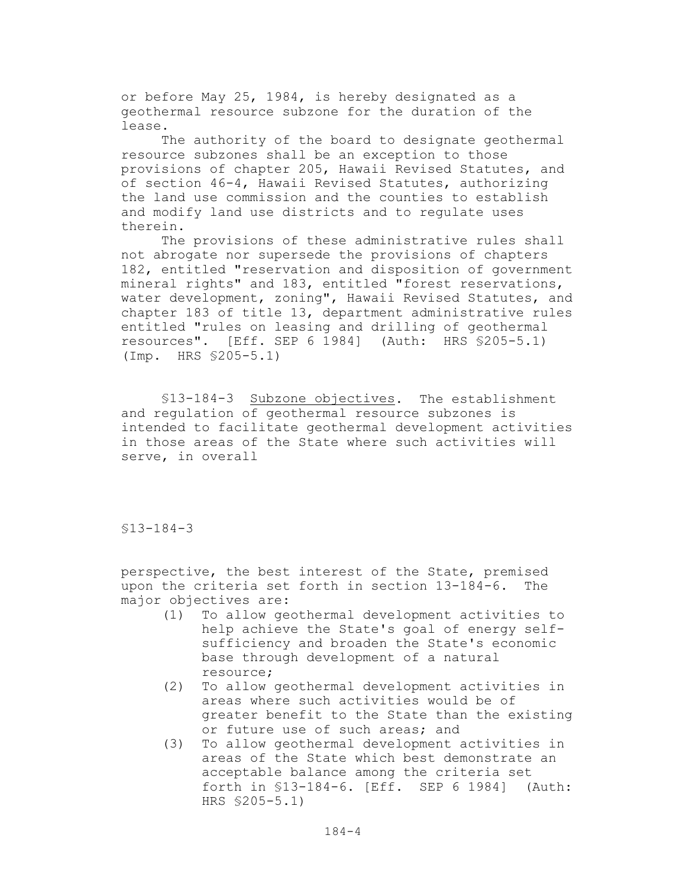or before May 25, 1984, is hereby designated as a geothermal resource subzone for the duration of the lease.

The authority of the board to designate geothermal resource subzones shall be an exception to those provisions of chapter 205, Hawaii Revised Statutes, and of section 46-4, Hawaii Revised Statutes, authorizing the land use commission and the counties to establish and modify land use districts and to regulate uses therein.

The provisions of these administrative rules shall not abrogate nor supersede the provisions of chapters 182, entitled "reservation and disposition of government mineral rights" and 183, entitled "forest reservations, water development, zoning", Hawaii Revised Statutes, and chapter 183 of title 13, department administrative rules entitled "rules on leasing and drilling of geothermal resources". [Eff. SEP 6 1984] (Auth: HRS §205-5.1) (Imp. HRS §205-5.1)

§13-184-3 Subzone objectives. The establishment and regulation of geothermal resource subzones is intended to facilitate geothermal development activities in those areas of the State where such activities will serve, in overall perspective, the best interest of the State, premised upon the criteria set forth in section 13-184-6. The major objectives are:

(1) To allow geothermal development activities to help achieve the State's goal of energy self-sufficiency and broaden the State's economic base through development of a natural resource;

(2) To allow geothermal development activities in areas where such activities would be of greater benefit to the State than the existing or future use of such areas; and

(3) To allow geothermal development activities in areas of the State which best demonstrate an acceptable balance among the criteria set forth in §13-184-6. [Eff. SEP 6 1984] (Auth: HRS §205-5.1)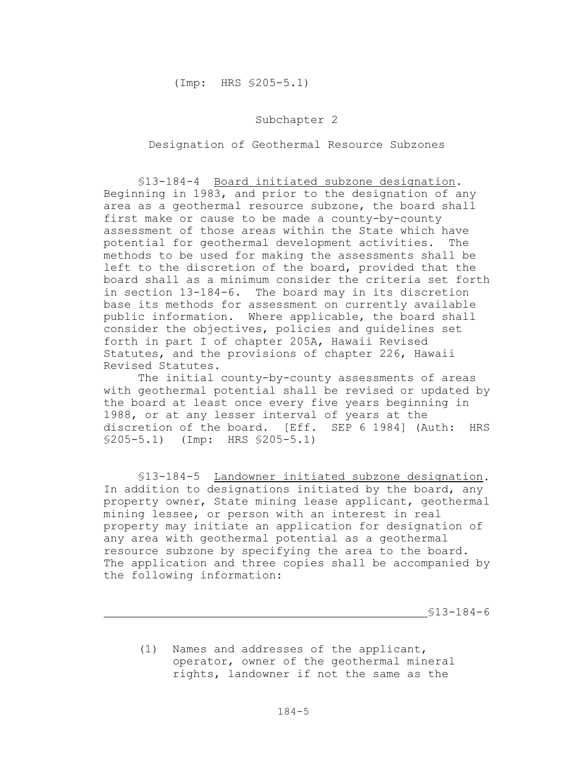(Imp: HRS §205-5.1)

## Subchapter 2

## Designation of Geothermal Resource Subzones

§13-184-4 Board initiated subzone designation. Beginning in 1983, and prior to the designation of any area as a geothermal resource subzone, the board shall first make or cause to be made a county-by-county assessment of those areas within the State which have potential for geothermal development activities. The methods to be used for making the assessments shall be left to the discretion of the board, provided that the board shall as a minimum consider the criteria set forth in section 13-184-6. The board may in its discretion base its methods for assessment on currently available public information. Where applicable, the board shall consider the objectives, policies and guidelines set forth in part I of chapter 205A, Hawaii Revised Statutes, and the provisions of chapter 226, Hawaii Revised Statutes.

The initial county-by-county assessments of areas with geothermal potential shall be revised or updated by the board at least once every five years beginning in 1988, or at any lesser interval of years at the discretion of the board. [Eff. SEP 6 1984] (Auth: HRS §205-5.1) (Imp: HRS §205-5.1)

§13-184-5 Landowner initiated subzone designation. In addition to designations initiated by the board, any property owner, State mining lease applicant, geothermal mining lessee, or person with an interest in real property may initiate an application for designation of any area with geothermal potential as a geothermal resource subzone by specifying the area to the board. The application and three copies shall be accompanied by the following information:

(1) Names and addresses of the applicant, operator, owner of the geothermal mineral rights, landowner if not the same as the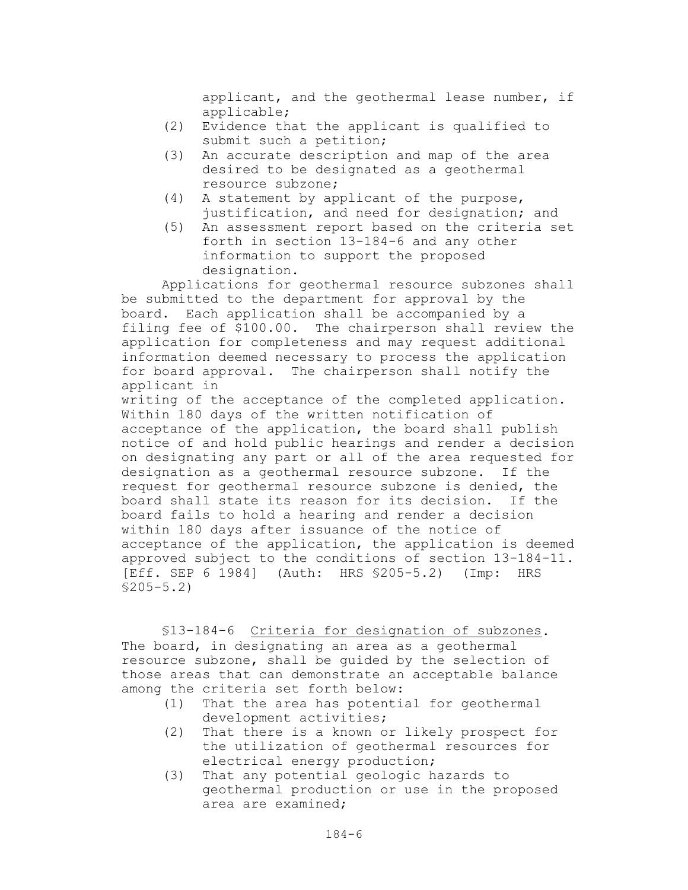applicant, and the geothermal lease number, if applicable;

(2) Evidence that the applicant is qualified to submit such a petition;

(3) An accurate description and map of the area desired to be designated as a geothermal resource subzone;

(4) A statement by applicant of the purpose, justification, and need for designation; and

(5) An assessment report based on the criteria set forth in section 13-184-6 and any other information to support the proposed designation.

Applications for geothermal resource subzones shall be submitted to the department for approval by the board. Each application shall be accompanied by a filing fee of $100.00. The chairperson shall review the application for completeness and may request additional information deemed necessary to process the application for board approval. The chairperson shall notify the applicant in writing of the acceptance of the completed application. Within 180 days of the written notification of acceptance of the application, the board shall publish notice of and hold public hearings and render a decision on designating any part or all of the area requested for designation as a geothermal resource subzone. If the request for geothermal resource subzone is denied, the board shall state its reason for its decision. If the board fails to hold a hearing and render a decision within 180 days after issuance of the notice of acceptance of the application, the application is deemed approved subject to the conditions of section 13-184-11. [Eff. SEP 6 1984] (Auth: HRS §205-5.2) (Imp: HRS §205-5.2)

§13-184-6 Criteria for designation of subzones. The board, in designating an area as a geothermal resource subzone, shall be guided by the selection of those areas that can demonstrate an acceptable balance among the criteria set forth below:

(1) That the area has potential for geothermal development activities;

(2) That there is a known or likely prospect for the utilization of geothermal resources for electrical energy production;

(3) That any potential geologic hazards to geothermal production or use in the proposed area are examined;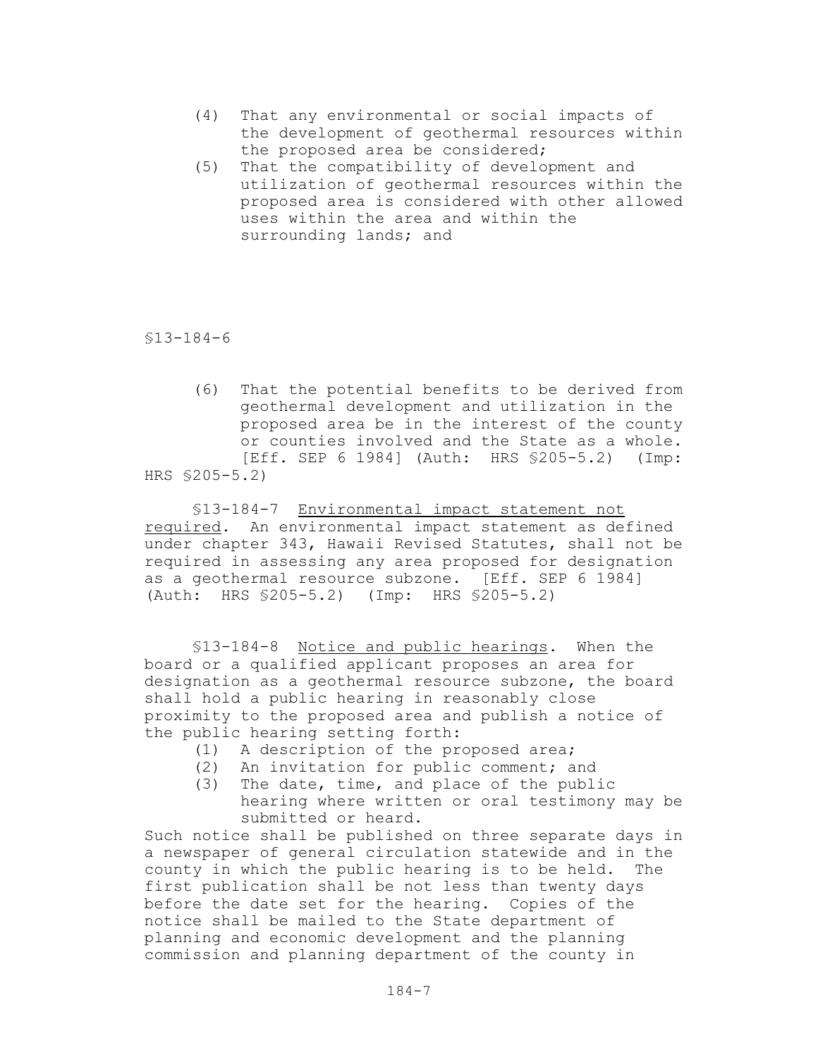(4) That any environmental or social impacts of the development of geothermal resources within the proposed area be considered;

(5) That the compatibility of development and utilization of geothermal resources within the proposed area is considered with other allowed uses within the area and within the surrounding lands; and

§13-184-6

(6) That the potential benefits to be derived from geothermal development and utilization in the proposed area be in the interest of the county or counties involved and the State as a whole. [Eff. SEP 6 1984] (Auth: HRS §205-5.2) (Imp: HRS §205-5.2)

§13-184-7 Environmental impact statement not required. An environmental impact statement as defined under chapter 343, Hawaii Revised Statutes, shall not be required in assessing any area proposed for designation as a geothermal resource subzone. [Eff. SEP 6 1984] (Auth: HRS §205-5.2) (Imp: HRS §205-5.2)

§13-184-8 Notice and public hearings. When the board or a qualified applicant proposes an area for designation as a geothermal resource subzone, the board shall hold a public hearing in reasonably close proximity to the proposed area and publish a notice of the public hearing setting forth:

(1) A description of the proposed area;
(2) An invitation for public comment; and
(3) The date, time, and place of the public hearing where written or oral testimony may be submitted or heard.

Such notice shall be published on three separate days in a newspaper of general circulation statewide and in the county in which the public hearing is to be held. The first publication shall be not less than twenty days before the date set for the hearing. Copies of the notice shall be mailed to the State department of planning and economic development and the planning commission and planning department of the county in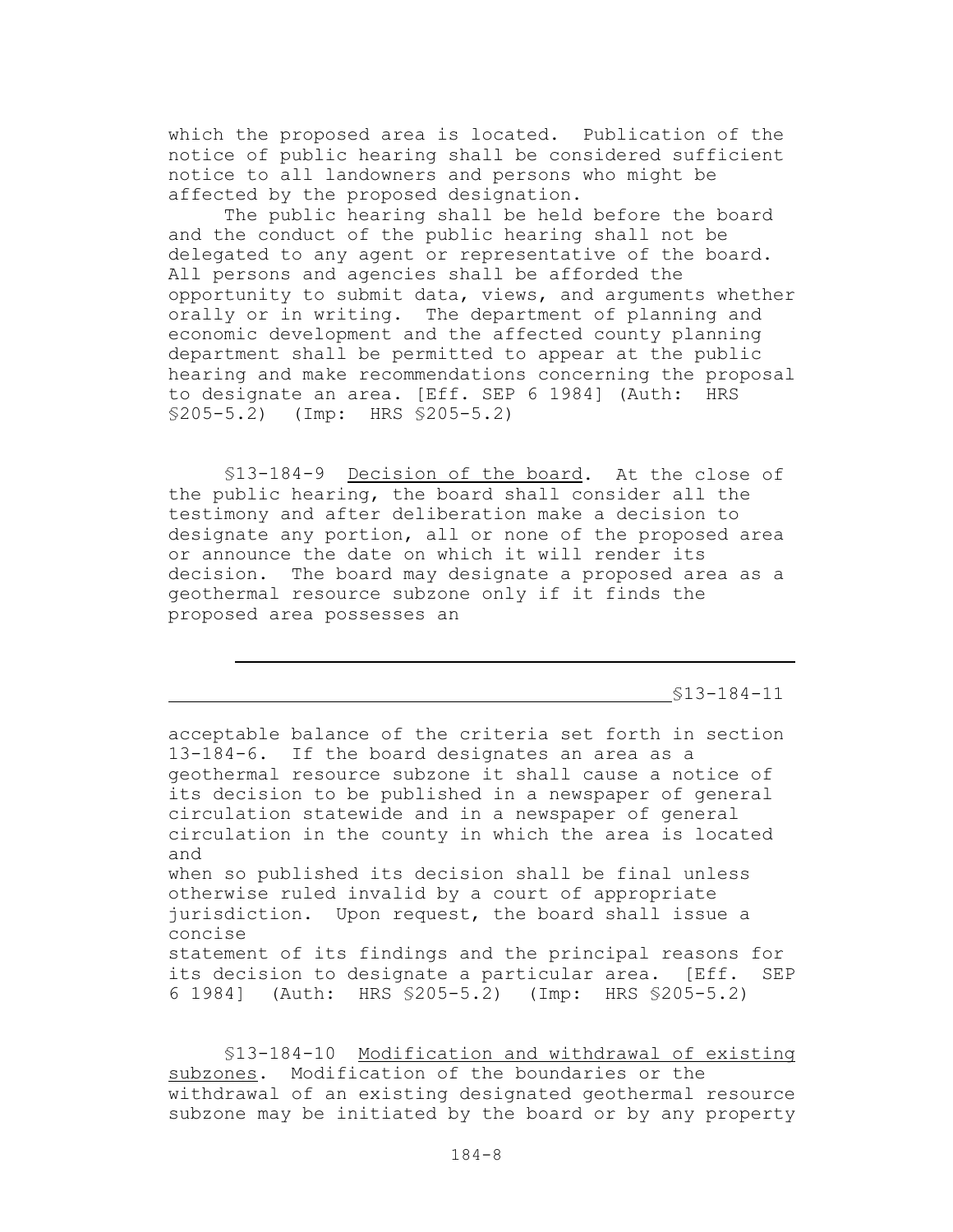which the proposed area is located. Publication of the notice of public hearing shall be considered sufficient notice to all landowners and persons who might be affected by the proposed designation.

The public hearing shall be held before the board and the conduct of the public hearing shall not be delegated to any agent or representative of the board. All persons and agencies shall be afforded the opportunity to submit data, views, and arguments whether orally or in writing. The department of planning and economic development and the affected county planning department shall be permitted to appear at the public hearing and make recommendations concerning the proposal to designate an area. [Eff. SEP 6 1984] (Auth: HRS §205-5.2) (Imp: HRS §205-5.2)

§13-184-9 Decision of the board. At the close of the public hearing, the board shall consider all the testimony and after deliberation make a decision to designate any portion, all or none of the proposed area or announce the date on which it will render its decision. The board may designate a proposed area as a geothermal resource subzone only if it finds the proposed area possesses an acceptable balance of the criteria set forth in section 13-184-6. If the board designates an area as a geothermal resource subzone it shall cause a notice of its decision to be published in a newspaper of general circulation statewide and in a newspaper of general circulation in the county in which the area is located and when so published its decision shall be final unless otherwise ruled invalid by a court of appropriate jurisdiction. Upon request, the board shall issue a concise statement of its findings and the principal reasons for its decision to designate a particular area. [Eff. SEP 6 1984] (Auth: HRS §205-5.2) (Imp: HRS §205-5.2)

§13-184-10 Modification and withdrawal of existing subzones. Modification of the boundaries or the withdrawal of an existing designated geothermal resource subzone may be initiated by the board or by any property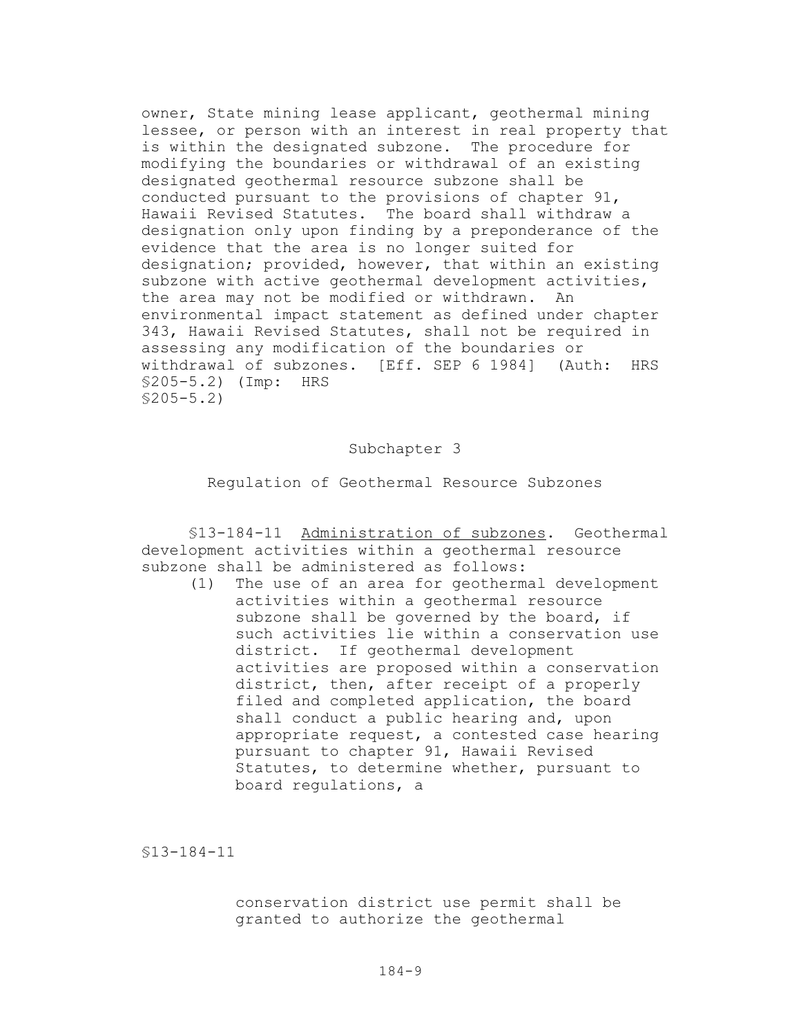owner, State mining lease applicant, geothermal mining lessee, or person with an interest in real property that is within the designated subzone. The procedure for modifying the boundaries or withdrawal of an existing designated geothermal resource subzone shall be conducted pursuant to the provisions of chapter 91, Hawaii Revised Statutes. The board shall withdraw a designation only upon finding by a preponderance of the evidence that the area is no longer suited for designation; provided, however, that within an existing subzone with active geothermal development activities, the area may not be modified or withdrawn. An environmental impact statement as defined under chapter 343, Hawaii Revised Statutes, shall not be required in assessing any modification of the boundaries or withdrawal of subzones. [Eff. SEP 6 1984] (Auth: HRS §205-5.2) (Imp: HRS §205-5.2)

## Subchapter 3

## Regulation of Geothermal Resource Subzones

§13-184-11 Administration of subzones. Geothermal development activities within a geothermal resource subzone shall be administered as follows:

(1) The use of an area for geothermal development activities within a geothermal resource subzone shall be governed by the board, if such activities lie within a conservation use district. If geothermal development activities are proposed within a conservation district, then, after receipt of a properly filed and completed application, the board shall conduct a public hearing and, upon appropriate request, a contested case hearing pursuant to chapter 91, Hawaii Revised Statutes, to determine whether, pursuant to board regulations, a conservation district use permit shall be granted to authorize the geothermal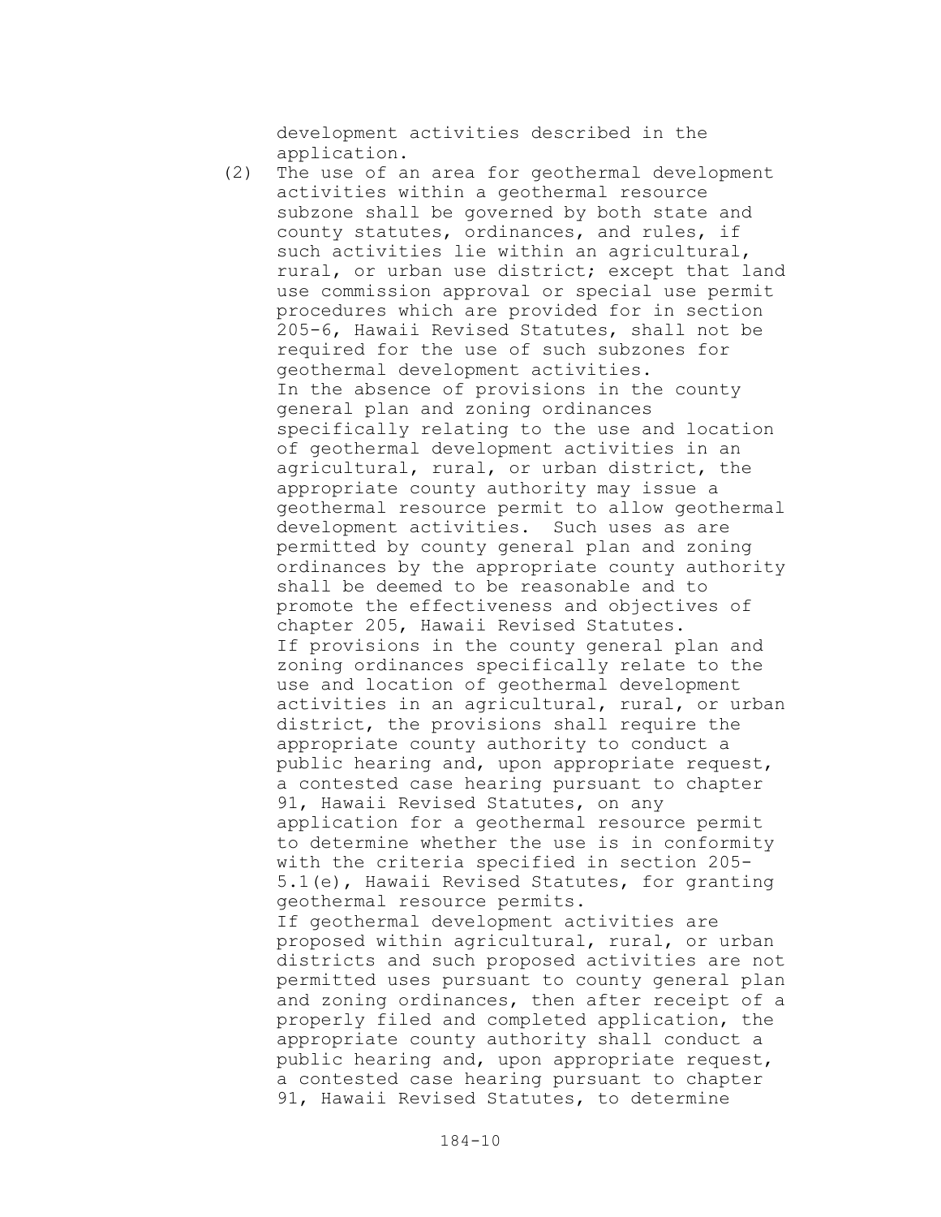development activities described in the application.

(2) The use of an area for geothermal development activities within a geothermal resource subzone shall be governed by both state and county statutes, ordinances, and rules, if such activities lie within an agricultural, rural, or urban use district; except that land use commission approval or special use permit procedures which are provided for in section 205-6, Hawaii Revised Statutes, shall not be required for the use of such subzones for geothermal development activities.

In the absence of provisions in the county general plan and zoning ordinances specifically relating to the use and location of geothermal development activities in an agricultural, rural, or urban district, the appropriate county authority may issue a geothermal resource permit to allow geothermal development activities. Such uses as are permitted by county general plan and zoning ordinances by the appropriate county authority shall be deemed to be reasonable and to promote the effectiveness and objectives of chapter 205, Hawaii Revised Statutes.

If provisions in the county general plan and zoning ordinances specifically relate to the use and location of geothermal development activities in an agricultural, rural, or urban district, the provisions shall require the appropriate county authority to conduct a public hearing and, upon appropriate request, a contested case hearing pursuant to chapter 91, Hawaii Revised Statutes, on any application for a geothermal resource permit to determine whether the use is in conformity with the criteria specified in section 205-5.1(e), Hawaii Revised Statutes, for granting geothermal resource permits.

If geothermal development activities are proposed within agricultural, rural, or urban districts and such proposed activities are not permitted uses pursuant to county general plan and zoning ordinances, then after receipt of a properly filed and completed application, the appropriate county authority shall conduct a public hearing and, upon appropriate request, a contested case hearing pursuant to chapter 91, Hawaii Revised Statutes, to determine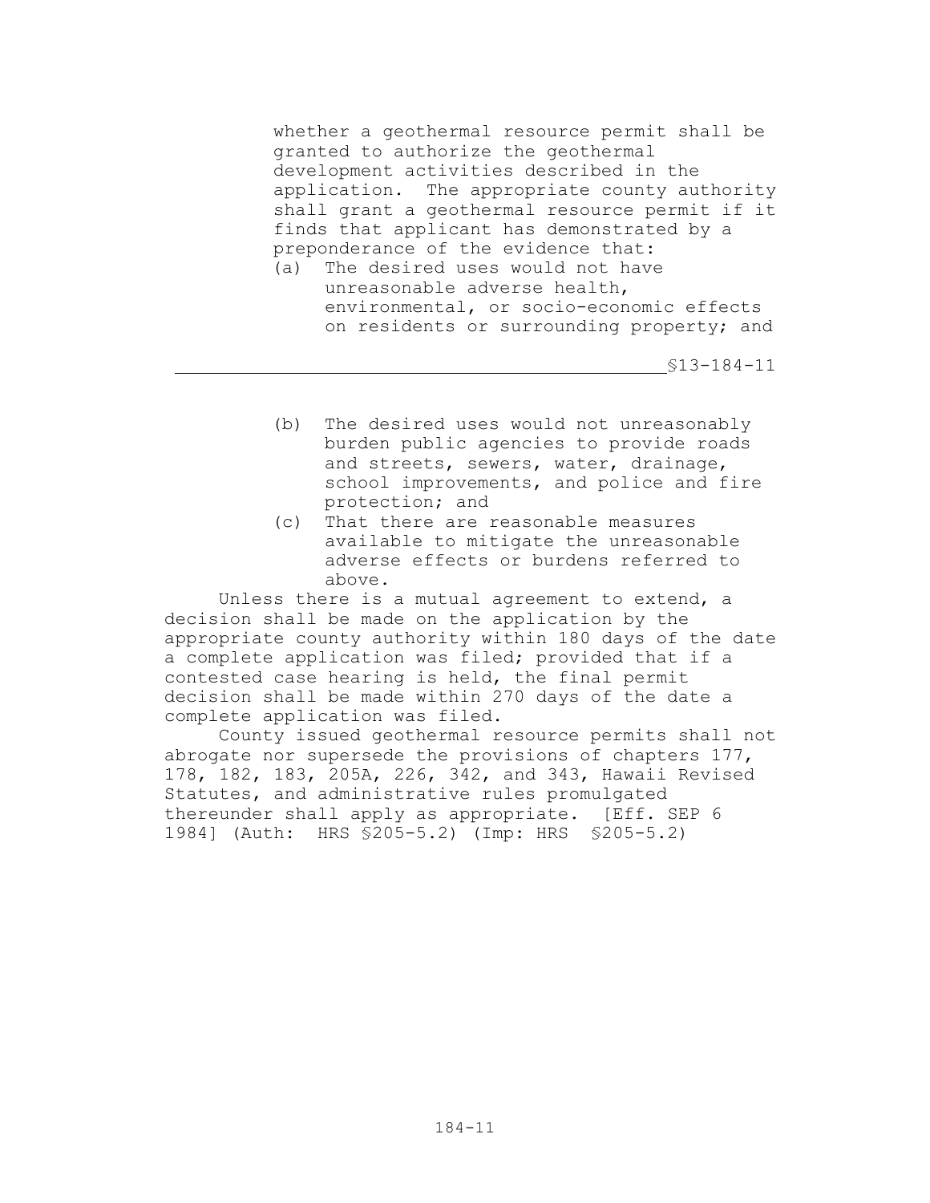whether a geothermal resource permit shall be granted to authorize the geothermal development activities described in the application. The appropriate county authority shall grant a geothermal resource permit if it finds that applicant has demonstrated by a preponderance of the evidence that:

(a) The desired uses would not have unreasonable adverse health, environmental, or socio-economic effects on residents or surrounding property; and

(b) The desired uses would not unreasonably burden public agencies to provide roads and streets, sewers, water, drainage, school improvements, and police and fire protection; and

(c) That there are reasonable measures available to mitigate the unreasonable adverse effects or burdens referred to above.

Unless there is a mutual agreement to extend, a decision shall be made on the application by the appropriate county authority within 180 days of the date a complete application was filed; provided that if a contested case hearing is held, the final permit decision shall be made within 270 days of the date a complete application was filed.

County issued geothermal resource permits shall not abrogate nor supersede the provisions of chapters 177, 178, 182, 183, 205A, 226, 342, and 343, Hawaii Revised Statutes, and administrative rules promulgated thereunder shall apply as appropriate. [Eff. SEP 6 1984] (Auth: HRS §205-5.2) (Imp: HRS §205-5.2)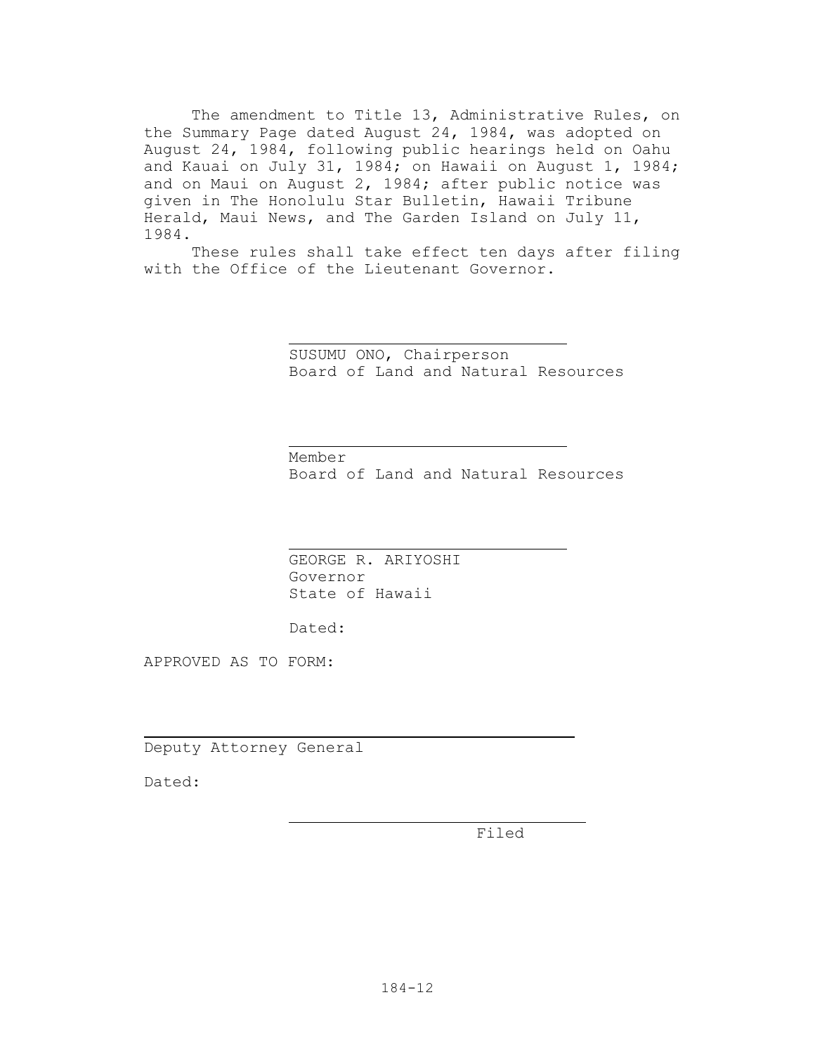The amendment to Title 13, Administrative Rules, on the Summary Page dated August 24, 1984, was adopted on August 24, 1984, following public hearings held on Oahu and Kauai on July 31, 1984; on Hawaii on August 1, 1984; and on Maui on August 2, 1984; after public notice was given in The Honolulu Star Bulletin, Hawaii Tribune Herald, Maui News, and The Garden Island on July 11, 1984.

These rules shall take effect ten days after filing with the Office of the Lieutenant Governor.

\_\_\_\_\_\_\_\_\_\_\_\_\_\_\_\_\_\_\_\_\_\_\_\_\_\_\_\_\_\_

SUSUMU ONO, Chairperson
Board of Land and Natural Resources

\_\_\_\_\_\_\_\_\_\_\_\_\_\_\_\_\_\_\_\_\_\_\_\_\_\_\_\_\_\_

Member
Board of Land and Natural Resources

\_\_\_\_\_\_\_\_\_\_\_\_\_\_\_\_\_\_\_\_\_\_\_\_\_\_\_\_\_\_

GEORGE R. ARIYOSHI
Governor
State of Hawaii

Dated:

APPROVED AS TO FORM:

\_\_\_\_\_\_\_\_\_\_\_\_\_\_\_\_\_\_\_\_\_\_\_\_\_\_\_\_\_\_

Deputy Attorney General

Dated:

\_\_\_\_\_\_\_\_\_\_\_\_\_\_\_\_\_\_\_\_\_\_\_\_\_\_\_\_\_\_

Filed